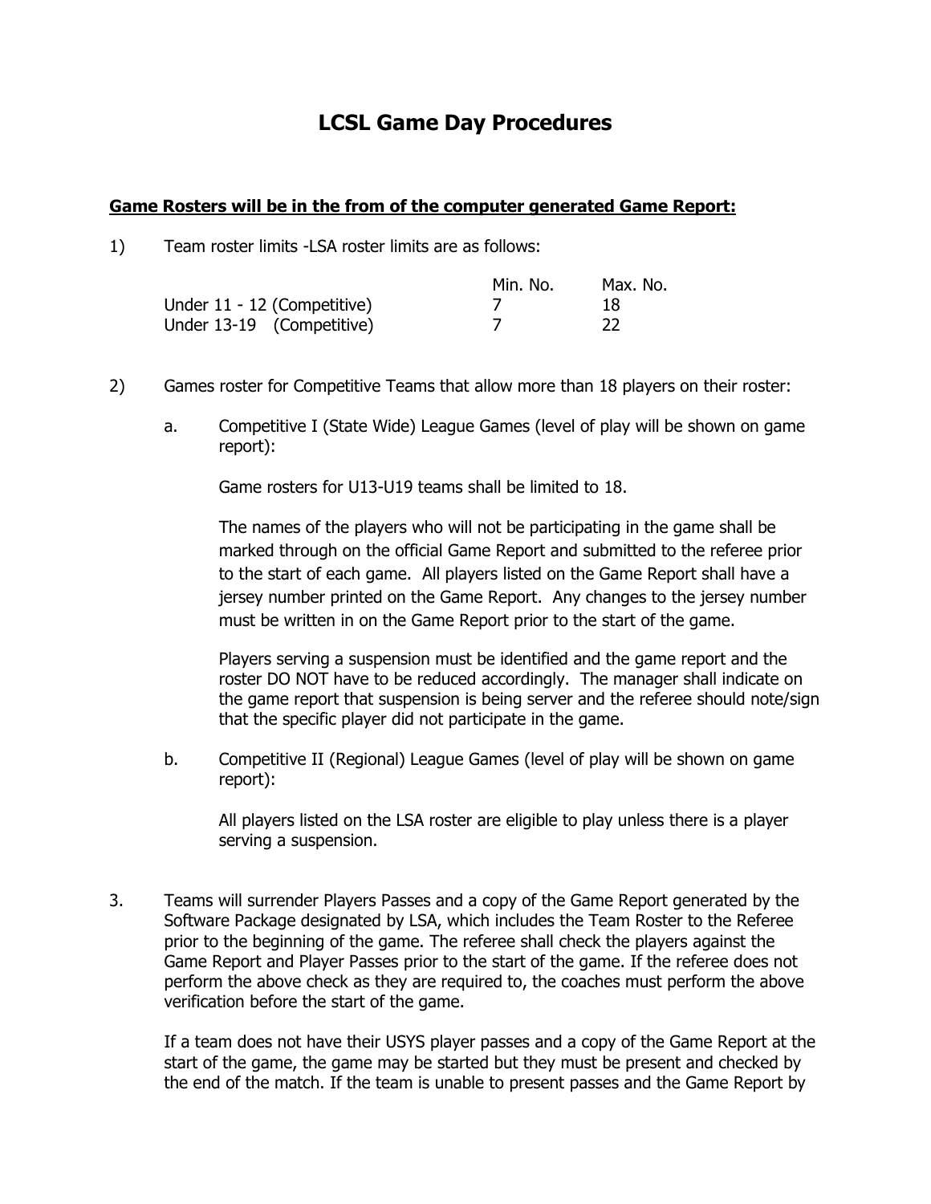# LCSL Game Day Procedures

**Game Rosters will be in the from of the computer generated Game Report:**

1) Team roster limits -LSA roster limits are as follows:

| | Min. No. | Max. No. |
|---|---|---|
| Under 11 - 12 (Competitive) | 7 | 18 |
| Under 13-19 (Competitive) | 7 | 22 |

2) Games roster for Competitive Teams that allow more than 18 players on their roster:

   a. Competitive I (State Wide) League Games (level of play will be shown on game report):

      Game rosters for U13-U19 teams shall be limited to 18.

      The names of the players who will not be participating in the game shall be marked through on the official Game Report and submitted to the referee prior to the start of each game. All players listed on the Game Report shall have a jersey number printed on the Game Report. Any changes to the jersey number must be written in on the Game Report prior to the start of the game.

      Players serving a suspension must be identified and the game report and the roster DO NOT have to be reduced accordingly. The manager shall indicate on the game report that suspension is being server and the referee should note/sign that the specific player did not participate in the game.

   b. Competitive II (Regional) League Games (level of play will be shown on game report):

      All players listed on the LSA roster are eligible to play unless there is a player serving a suspension.

3. Teams will surrender Players Passes and a copy of the Game Report generated by the Software Package designated by LSA, which includes the Team Roster to the Referee prior to the beginning of the game. The referee shall check the players against the Game Report and Player Passes prior to the start of the game. If the referee does not perform the above check as they are required to, the coaches must perform the above verification before the start of the game.

   If a team does not have their USYS player passes and a copy of the Game Report at the start of the game, the game may be started but they must be present and checked by the end of the match. If the team is unable to present passes and the Game Report by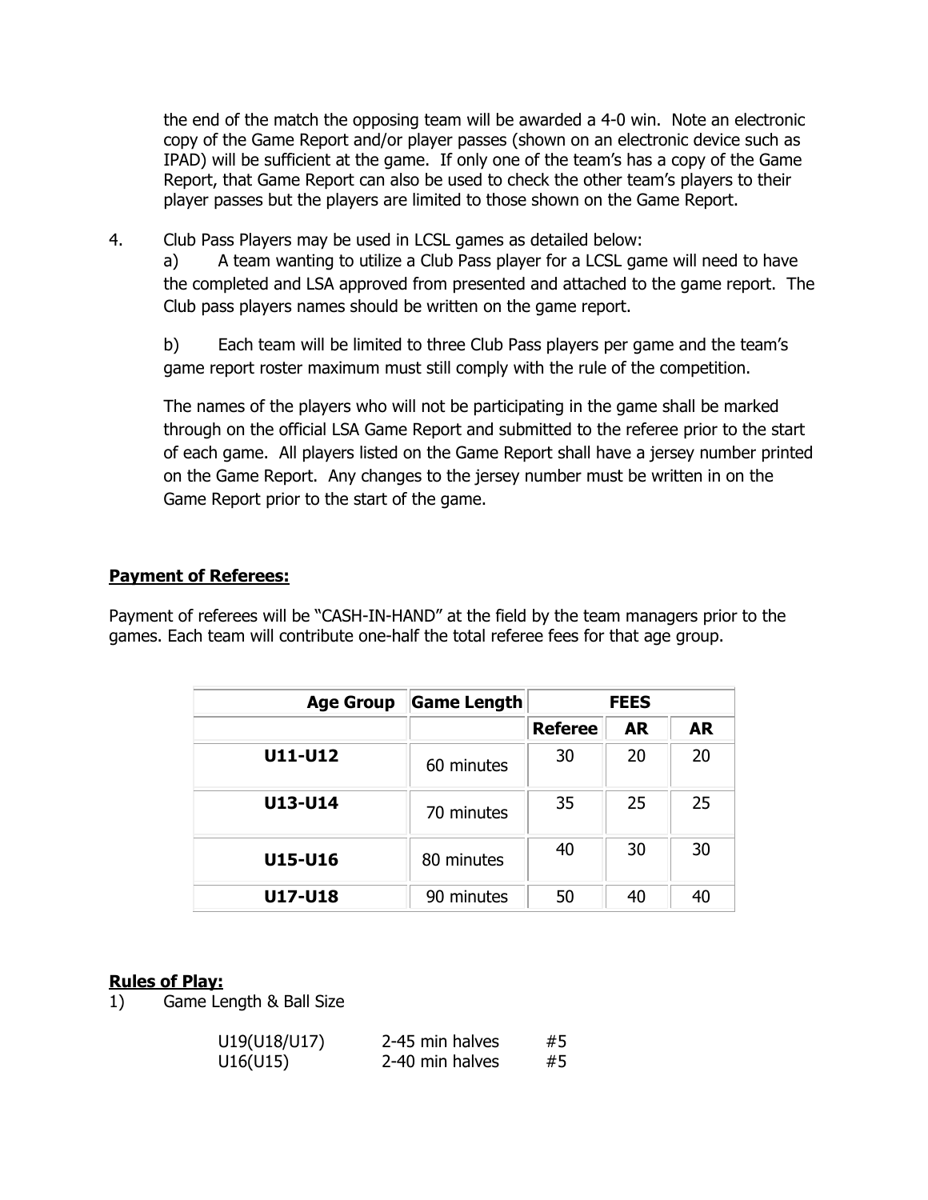the end of the match the opposing team will be awarded a 4-0 win. Note an electronic copy of the Game Report and/or player passes (shown on an electronic device such as IPAD) will be sufficient at the game. If only one of the team's has a copy of the Game Report, that Game Report can also be used to check the other team's players to their player passes but the players are limited to those shown on the Game Report.

4. Club Pass Players may be used in LCSL games as detailed below:

   a) A team wanting to utilize a Club Pass player for a LCSL game will need to have the completed and LSA approved from presented and attached to the game report. The Club pass players names should be written on the game report.

   b) Each team will be limited to three Club Pass players per game and the team's game report roster maximum must still comply with the rule of the competition.

   The names of the players who will not be participating in the game shall be marked through on the official LSA Game Report and submitted to the referee prior to the start of each game. All players listed on the Game Report shall have a jersey number printed on the Game Report. Any changes to the jersey number must be written in on the Game Report prior to the start of the game.

**Payment of Referees:**

Payment of referees will be "CASH-IN-HAND" at the field by the team managers prior to the games. Each team will contribute one-half the total referee fees for that age group.

| Age Group | Game Length | FEES | | |
|---|---|---|---|---|
| | | **Referee** | **AR** | **AR** |
| **U11-U12** | 60 minutes | 30 | 20 | 20 |
| **U13-U14** | 70 minutes | 35 | 25 | 25 |
| **U15-U16** | 80 minutes | 40 | 30 | 30 |
| **U17-U18** | 90 minutes | 50 | 40 | 40 |

**Rules of Play:**

1) Game Length & Ball Size

| | | |
|---|---|---|
| U19(U18/U17) | 2-45 min halves | #5 |
| U16(U15) | 2-40 min halves | #5 |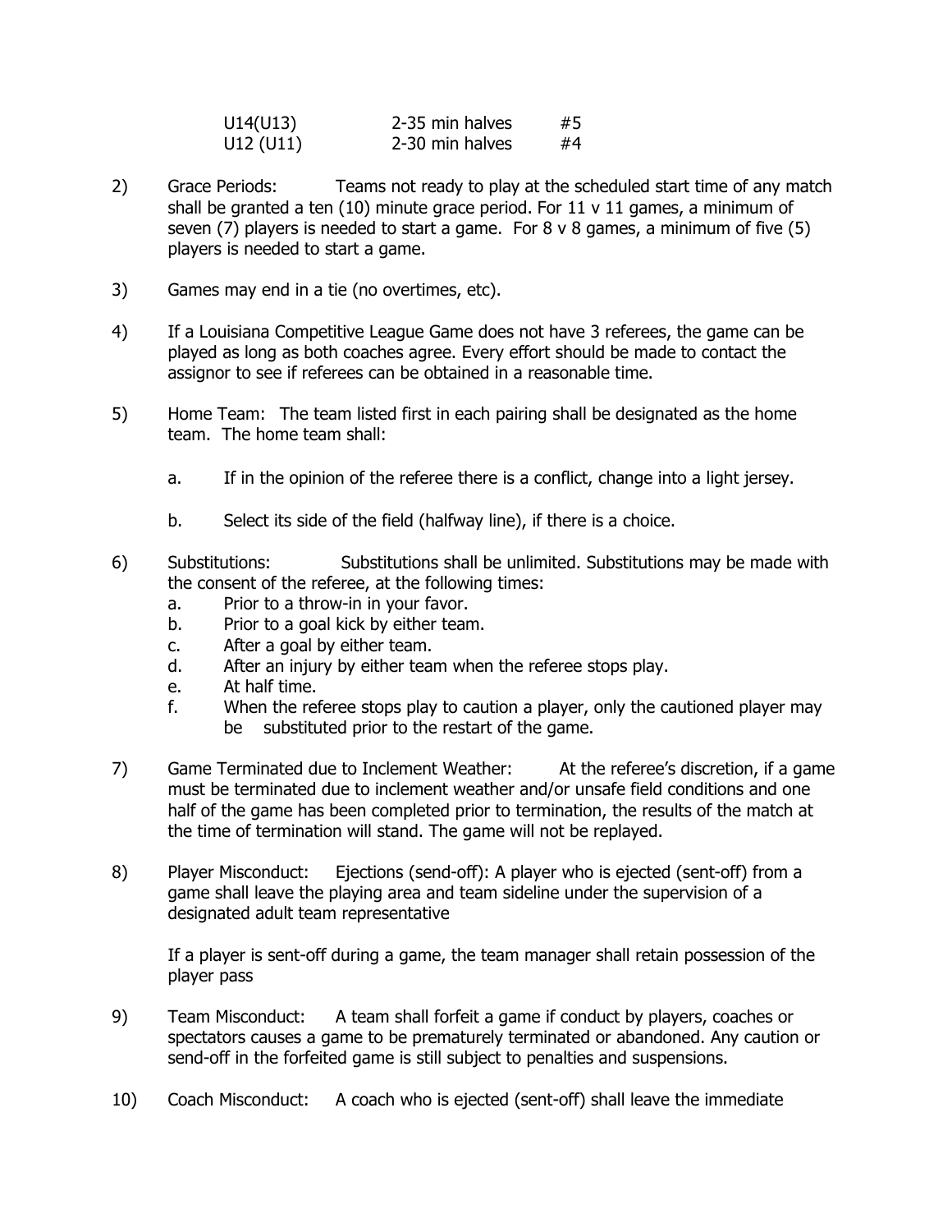| | | |
|---|---|---|
| U14(U13) | 2-35 min halves | #5 |
| U12 (U11) | 2-30 min halves | #4 |

2) Grace Periods: Teams not ready to play at the scheduled start time of any match shall be granted a ten (10) minute grace period. For 11 v 11 games, a minimum of seven (7) players is needed to start a game. For 8 v 8 games, a minimum of five (5) players is needed to start a game.

3) Games may end in a tie (no overtimes, etc).

4) If a Louisiana Competitive League Game does not have 3 referees, the game can be played as long as both coaches agree. Every effort should be made to contact the assignor to see if referees can be obtained in a reasonable time.

5) Home Team: The team listed first in each pairing shall be designated as the home team. The home team shall:

   a. If in the opinion of the referee there is a conflict, change into a light jersey.

   b. Select its side of the field (halfway line), if there is a choice.

6) Substitutions: Substitutions shall be unlimited. Substitutions may be made with the consent of the referee, at the following times:
   a. Prior to a throw-in in your favor.
   b. Prior to a goal kick by either team.
   c. After a goal by either team.
   d. After an injury by either team when the referee stops play.
   e. At half time.
   f. When the referee stops play to caution a player, only the cautioned player may be substituted prior to the restart of the game.

7) Game Terminated due to Inclement Weather: At the referee's discretion, if a game must be terminated due to inclement weather and/or unsafe field conditions and one half of the game has been completed prior to termination, the results of the match at the time of termination will stand. The game will not be replayed.

8) Player Misconduct: Ejections (send-off): A player who is ejected (sent-off) from a game shall leave the playing area and team sideline under the supervision of a designated adult team representative

   If a player is sent-off during a game, the team manager shall retain possession of the player pass

9) Team Misconduct: A team shall forfeit a game if conduct by players, coaches or spectators causes a game to be prematurely terminated or abandoned. Any caution or send-off in the forfeited game is still subject to penalties and suspensions.

10) Coach Misconduct: A coach who is ejected (sent-off) shall leave the immediate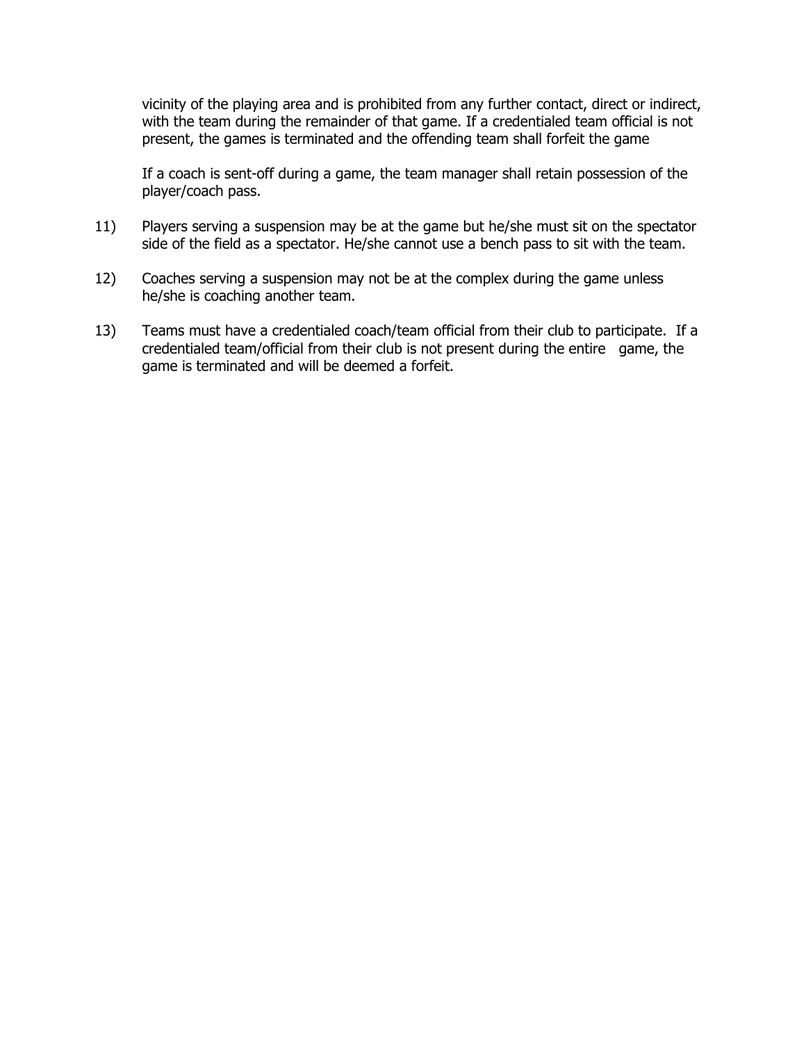vicinity of the playing area and is prohibited from any further contact, direct or indirect, with the team during the remainder of that game. If a credentialed team official is not present, the games is terminated and the offending team shall forfeit the game

If a coach is sent-off during a game, the team manager shall retain possession of the player/coach pass.

11) Players serving a suspension may be at the game but he/she must sit on the spectator side of the field as a spectator. He/she cannot use a bench pass to sit with the team.

12) Coaches serving a suspension may not be at the complex during the game unless he/she is coaching another team.

13) Teams must have a credentialed coach/team official from their club to participate. If a credentialed team/official from their club is not present during the entire game, the game is terminated and will be deemed a forfeit.